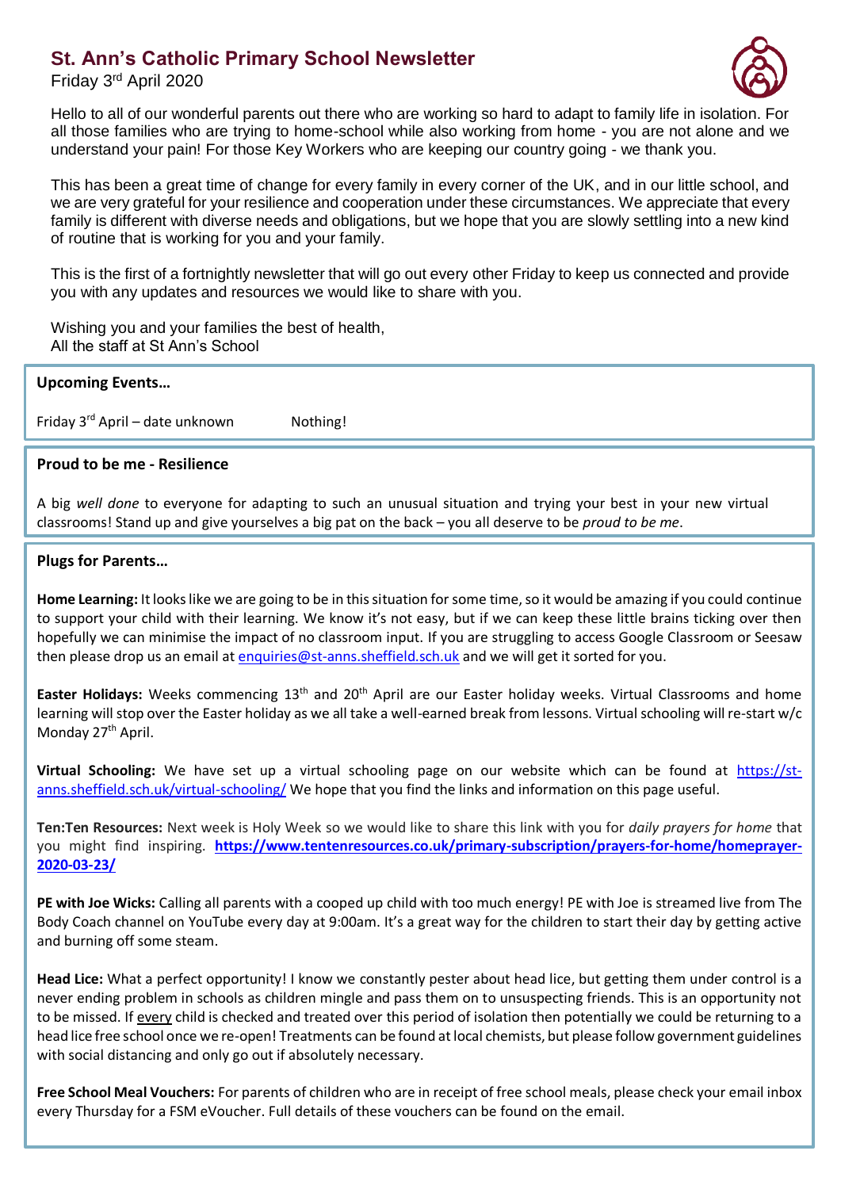# St. Ann's Catholic Primary School Newsletter

Friday 3rd April 2020

Hello to all of our wonderful parents out there who are working so hard to adapt to family life in isolation. For all those families who are trying to home-school while also working from home - you are not alone and we understand your pain! For those Key Workers who are keeping our country going - we thank you.

This has been a great time of change for every family in every corner of the UK, and in our little school, and we are very grateful for your resilience and cooperation under these circumstances. We appreciate that every family is different with diverse needs and obligations, but we hope that you are slowly settling into a new kind of routine that is working for you and your family.

This is the first of a fortnightly newsletter that will go out every other Friday to keep us connected and provide you with any updates and resources we would like to share with you.

Wishing you and your families the best of health,
All the staff at St Ann's School

## Upcoming Events…

Friday 3rd April – date unknown Nothing!

## Proud to be me - Resilience

A big *well done* to everyone for adapting to such an unusual situation and trying your best in your new virtual classrooms! Stand up and give yourselves a big pat on the back – you all deserve to be *proud to be me*.

## Plugs for Parents…

**Home Learning:** It looks like we are going to be in this situation for some time, so it would be amazing if you could continue to support your child with their learning. We know it's not easy, but if we can keep these little brains ticking over then hopefully we can minimise the impact of no classroom input. If you are struggling to access Google Classroom or Seesaw then please drop us an email at enquiries@st-anns.sheffield.sch.uk and we will get it sorted for you.

**Easter Holidays:** Weeks commencing 13th and 20th April are our Easter holiday weeks. Virtual Classrooms and home learning will stop over the Easter holiday as we all take a well-earned break from lessons. Virtual schooling will re-start w/c Monday 27th April.

**Virtual Schooling:** We have set up a virtual schooling page on our website which can be found at https://st-anns.sheffield.sch.uk/virtual-schooling/ We hope that you find the links and information on this page useful.

**Ten:Ten Resources:** Next week is Holy Week so we would like to share this link with you for *daily prayers for home* that you might find inspiring. **https://www.tentenresources.co.uk/primary-subscription/prayers-for-home/homeprayer-2020-03-23/**

**PE with Joe Wicks:** Calling all parents with a cooped up child with too much energy! PE with Joe is streamed live from The Body Coach channel on YouTube every day at 9:00am. It's a great way for the children to start their day by getting active and burning off some steam.

**Head Lice:** What a perfect opportunity! I know we constantly pester about head lice, but getting them under control is a never ending problem in schools as children mingle and pass them on to unsuspecting friends. This is an opportunity not to be missed. If every child is checked and treated over this period of isolation then potentially we could be returning to a head lice free school once we re-open! Treatments can be found at local chemists, but please follow government guidelines with social distancing and only go out if absolutely necessary.

**Free School Meal Vouchers:** For parents of children who are in receipt of free school meals, please check your email inbox every Thursday for a FSM eVoucher. Full details of these vouchers can be found on the email.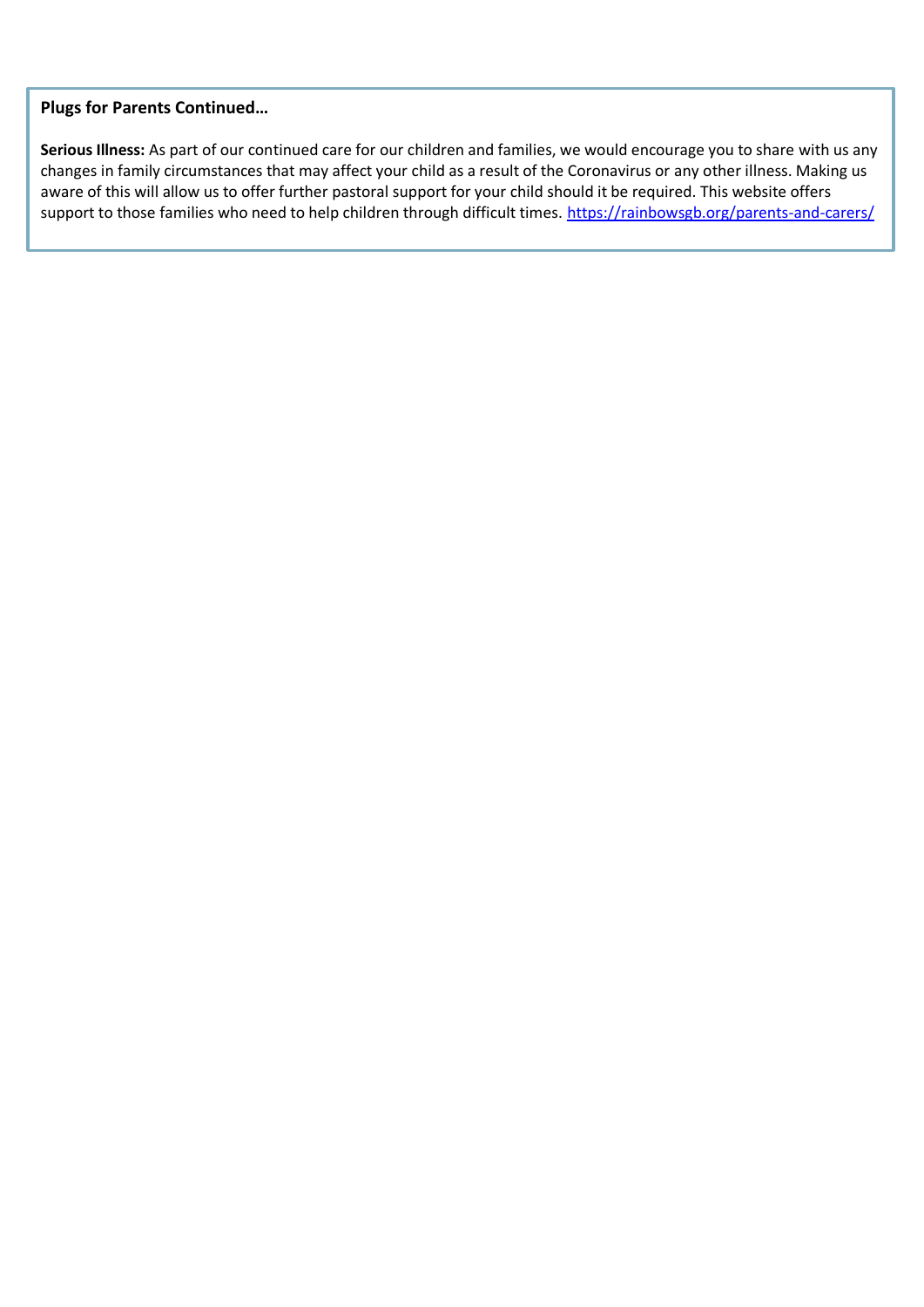**Plugs for Parents Continued…**

**Serious Illness:** As part of our continued care for our children and families, we would encourage you to share with us any changes in family circumstances that may affect your child as a result of the Coronavirus or any other illness. Making us aware of this will allow us to offer further pastoral support for your child should it be required. This website offers support to those families who need to help children through difficult times. https://rainbowsgb.org/parents-and-carers/